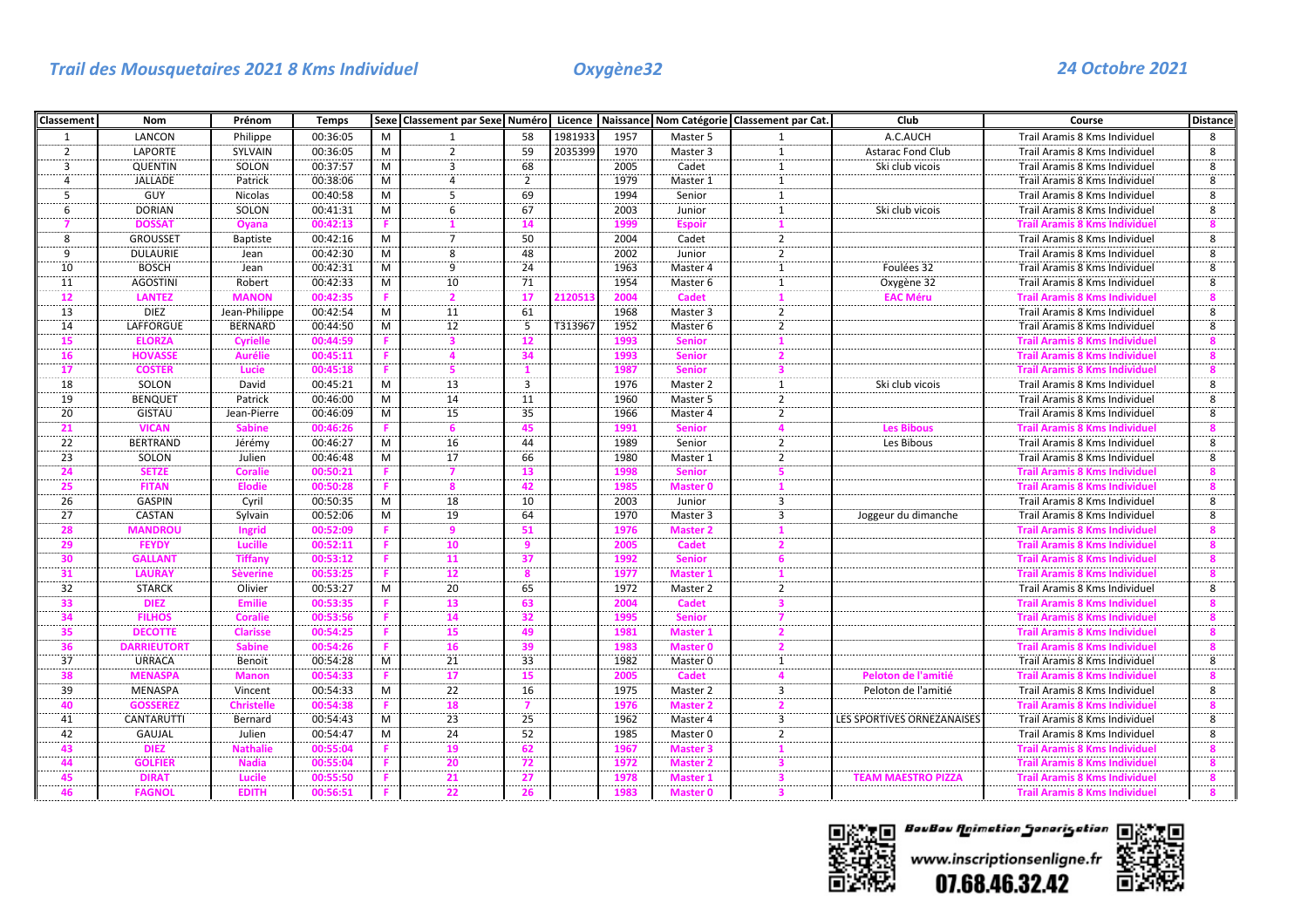*Trail des Mousquetaires 2021 8 Kms Individuel* *Oxygène32* *24 Octobre 2021*

| Classement | Nom | Prénom | Temps | Sexe | Classement par Sexe | Numéro | Licence | Naissance | Nom Catégorie | Classement par Cat. | Club | Course | Distance |
|---|---|---|---|---|---|---|---|---|---|---|---|---|---|
| 1 | LANCON | Philippe | 00:36:05 | M | 1 | 58 | 1981933 | 1957 | Master 5 | 1 | A.C.AUCH | Trail Aramis 8 Kms Individuel | 8 |
| 2 | LAPORTE | SYLVAIN | 00:36:05 | M | 2 | 59 | 2035399 | 1970 | Master 3 | 1 | Astarac Fond Club | Trail Aramis 8 Kms Individuel | 8 |
| 3 | QUENTIN | SOLON | 00:37:57 | M | 3 | 68 | | 2005 | Cadet | 1 | Ski club vicois | Trail Aramis 8 Kms Individuel | 8 |
| 4 | JALLADE | Patrick | 00:38:06 | M | 4 | 2 | | 1979 | Master 1 | 1 | | Trail Aramis 8 Kms Individuel | 8 |
| 5 | GUY | Nicolas | 00:40:58 | M | 5 | 69 | | 1994 | Senior | 1 | | Trail Aramis 8 Kms Individuel | 8 |
| 6 | DORIAN | SOLON | 00:41:31 | M | 6 | 67 | | 2003 | Junior | 1 | Ski club vicois | Trail Aramis 8 Kms Individuel | 8 |
| 7 | DOSSAT | Oyana | 00:42:13 | F | 1 | 14 | | 1999 | Espoir | 1 | | Trail Aramis 8 Kms Individuel | 8 |
| 8 | GROUSSET | Baptiste | 00:42:16 | M | 7 | 50 | | 2004 | Cadet | 2 | | Trail Aramis 8 Kms Individuel | 8 |
| 9 | DULAURIE | Jean | 00:42:30 | M | 8 | 48 | | 2002 | Junior | 2 | | Trail Aramis 8 Kms Individuel | 8 |
| 10 | BOSCH | Jean | 00:42:31 | M | 9 | 24 | | 1963 | Master 4 | 1 | Foulées 32 | Trail Aramis 8 Kms Individuel | 8 |
| 11 | AGOSTINI | Robert | 00:42:33 | M | 10 | 71 | | 1954 | Master 6 | 1 | Oxygène 32 | Trail Aramis 8 Kms Individuel | 8 |
| 12 | LANTEZ | MANON | 00:42:35 | F | 2 | 17 | 2120513 | 2004 | Cadet | 1 | EAC Méru | Trail Aramis 8 Kms Individuel | 8 |
| 13 | DIEZ | Jean-Philippe | 00:42:54 | M | 11 | 61 | | 1968 | Master 3 | 2 | | Trail Aramis 8 Kms Individuel | 8 |
| 14 | LAFFORGUE | BERNARD | 00:44:50 | M | 12 | 5 | T313967 | 1952 | Master 6 | 2 | | Trail Aramis 8 Kms Individuel | 8 |
| 15 | ELORZA | Cyrielle | 00:44:59 | F | 3 | 12 | | 1993 | Senior | 1 | | Trail Aramis 8 Kms Individuel | 8 |
| 16 | HOVASSE | Aurélie | 00:45:11 | F | 4 | 34 | | 1993 | Senior | 2 | | Trail Aramis 8 Kms Individuel | 8 |
| 17 | COSTER | Lucie | 00:45:18 | F | 5 | 1 | | 1987 | Senior | 3 | | Trail Aramis 8 Kms Individuel | 8 |
| 18 | SOLON | David | 00:45:21 | M | 13 | 3 | | 1976 | Master 2 | 1 | Ski club vicois | Trail Aramis 8 Kms Individuel | 8 |
| 19 | BENQUET | Patrick | 00:46:00 | M | 14 | 11 | | 1960 | Master 5 | 2 | | Trail Aramis 8 Kms Individuel | 8 |
| 20 | GISTAU | Jean-Pierre | 00:46:09 | M | 15 | 35 | | 1966 | Master 4 | 2 | | Trail Aramis 8 Kms Individuel | 8 |
| 21 | VICAN | Sabine | 00:46:26 | F | 6 | 45 | | 1991 | Senior | 4 | Les Bibous | Trail Aramis 8 Kms Individuel | 8 |
| 22 | BERTRAND | Jérémy | 00:46:27 | M | 16 | 44 | | 1989 | Senior | 2 | Les Bibous | Trail Aramis 8 Kms Individuel | 8 |
| 23 | SOLON | Julien | 00:46:48 | M | 17 | 66 | | 1980 | Master 1 | 2 | | Trail Aramis 8 Kms Individuel | 8 |
| 24 | SETZE | Coralie | 00:50:21 | F | 7 | 13 | | 1998 | Senior | 5 | | Trail Aramis 8 Kms Individuel | 8 |
| 25 | FITAN | Elodie | 00:50:28 | F | 8 | 42 | | 1985 | Master 0 | 1 | | Trail Aramis 8 Kms Individuel | 8 |
| 26 | GASPIN | Cyril | 00:50:35 | M | 18 | 10 | | 2003 | Junior | 3 | | Trail Aramis 8 Kms Individuel | 8 |
| 27 | CASTAN | Sylvain | 00:52:06 | M | 19 | 64 | | 1970 | Master 3 | 3 | Joggeur du dimanche | Trail Aramis 8 Kms Individuel | 8 |
| 28 | MANDROU | Ingrid | 00:52:09 | F | 9 | 51 | | 1976 | Master 2 | 1 | | Trail Aramis 8 Kms Individuel | 8 |
| 29 | FEYDY | Lucille | 00:52:11 | F | 10 | 9 | | 2005 | Cadet | 2 | | Trail Aramis 8 Kms Individuel | 8 |
| 30 | GALLANT | Tiffany | 00:53:12 | F | 11 | 37 | | 1992 | Senior | 6 | | Trail Aramis 8 Kms Individuel | 8 |
| 31 | LAURAY | Sèverine | 00:53:25 | F | 12 | 8 | | 1977 | Master 1 | 1 | | Trail Aramis 8 Kms Individuel | 8 |
| 32 | STARCK | Olivier | 00:53:27 | M | 20 | 65 | | 1972 | Master 2 | 2 | | Trail Aramis 8 Kms Individuel | 8 |
| 33 | DIEZ | Emilie | 00:53:35 | F | 13 | 63 | | 2004 | Cadet | 3 | | Trail Aramis 8 Kms Individuel | 8 |
| 34 | FILHOS | Coralie | 00:53:56 | F | 14 | 32 | | 1995 | Senior | 7 | | Trail Aramis 8 Kms Individuel | 8 |
| 35 | DECOTTE | Clarisse | 00:54:25 | F | 15 | 49 | | 1981 | Master 1 | 2 | | Trail Aramis 8 Kms Individuel | 8 |
| 36 | DARRIEUTORT | Sabine | 00:54:26 | F | 16 | 39 | | 1983 | Master 0 | 2 | | Trail Aramis 8 Kms Individuel | 8 |
| 37 | URRACA | Benoit | 00:54:28 | M | 21 | 33 | | 1982 | Master 0 | 1 | | Trail Aramis 8 Kms Individuel | 8 |
| 38 | MENASPA | Manon | 00:54:33 | F | 17 | 15 | | 2005 | Cadet | 4 | Peloton de l'amitié | Trail Aramis 8 Kms Individuel | 8 |
| 39 | MENASPA | Vincent | 00:54:33 | M | 22 | 16 | | 1975 | Master 2 | 3 | Peloton de l'amitié | Trail Aramis 8 Kms Individuel | 8 |
| 40 | GOSSEREZ | Christelle | 00:54:38 | F | 18 | 7 | | 1976 | Master 2 | 2 | | Trail Aramis 8 Kms Individuel | 8 |
| 41 | CANTARUTTI | Bernard | 00:54:43 | M | 23 | 25 | | 1962 | Master 4 | 3 | LES SPORTIVES ORNEZANAISES | Trail Aramis 8 Kms Individuel | 8 |
| 42 | GAUJAL | Julien | 00:54:47 | M | 24 | 52 | | 1985 | Master 0 | 2 | | Trail Aramis 8 Kms Individuel | 8 |
| 43 | DIEZ | Nathalie | 00:55:04 | F | 19 | 62 | | 1967 | Master 3 | 1 | | Trail Aramis 8 Kms Individuel | 8 |
| 44 | GOLFIER | Nadia | 00:55:04 | F | 20 | 72 | | 1972 | Master 2 | 3 | | Trail Aramis 8 Kms Individuel | 8 |
| 45 | DIRAT | Lucile | 00:55:50 | F | 21 | 27 | | 1978 | Master 1 | 3 | TEAM MAESTRO PIZZA | Trail Aramis 8 Kms Individuel | 8 |
| 46 | FAGNOL | EDITH | 00:56:51 | F | 22 | 26 | | 1983 | Master 0 | 3 | | Trail Aramis 8 Kms Individuel | 8 |

BouBou Animation Sonorisation
www.inscriptionsenligne.fr
07.68.46.32.42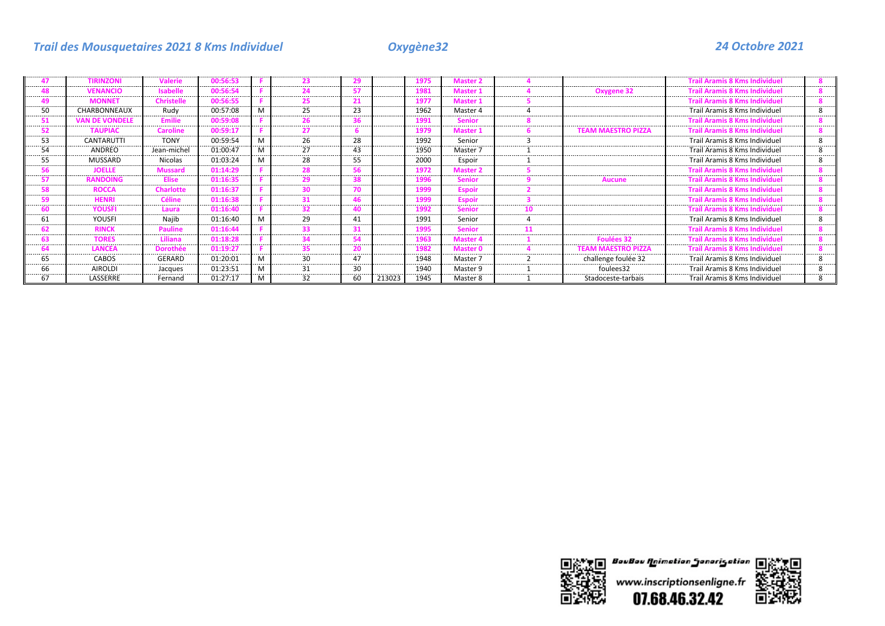| | | | | | | | | | | | | | |
|---|---|---|---|---|---|---|---|---|---|---|---|---|---|
| 47 | TIRINZONI | Valerie | 00:56:53 | F | 23 | 29 | | 1975 | Master 2 | 4 | | Trail Aramis 8 Kms Individuel | 8 |
| 48 | VENANCIO | Isabelle | 00:56:54 | F | 24 | 57 | | 1981 | Master 1 | 4 | Oxygene 32 | Trail Aramis 8 Kms Individuel | 8 |
| 49 | MONNET | Christelle | 00:56:55 | F | 25 | 21 | | 1977 | Master 1 | 5 | | Trail Aramis 8 Kms Individuel | 8 |
| 50 | CHARBONNEAUX | Rudy | 00:57:08 | M | 25 | 23 | | 1962 | Master 4 | 4 | | Trail Aramis 8 Kms Individuel | 8 |
| 51 | VAN DE VONDELE | Emilie | 00:59:08 | F | 26 | 36 | | 1991 | Senior | 8 | | Trail Aramis 8 Kms Individuel | 8 |
| 52 | TAUPIAC | Caroline | 00:59:17 | F | 27 | 6 | | 1979 | Master 1 | 6 | TEAM MAESTRO PIZZA | Trail Aramis 8 Kms Individuel | 8 |
| 53 | CANTARUTTI | TONY | 00:59:54 | M | 26 | 28 | | 1992 | Senior | 3 | | Trail Aramis 8 Kms Individuel | 8 |
| 54 | ANDREO | Jean-michel | 01:00:47 | M | 27 | 43 | | 1950 | Master 7 | 1 | | Trail Aramis 8 Kms Individuel | 8 |
| 55 | MUSSARD | Nicolas | 01:03:24 | M | 28 | 55 | | 2000 | Espoir | 1 | | Trail Aramis 8 Kms Individuel | 8 |
| 56 | JOELLE | Mussard | 01:14:29 | F | 28 | 56 | | 1972 | Master 2 | 5 | | Trail Aramis 8 Kms Individuel | 8 |
| 57 | RANDOING | Elise | 01:16:35 | F | 29 | 38 | | 1996 | Senior | 9 | Aucune | Trail Aramis 8 Kms Individuel | 8 |
| 58 | ROCCA | Charlotte | 01:16:37 | F | 30 | 70 | | 1999 | Espoir | 2 | | Trail Aramis 8 Kms Individuel | 8 |
| 59 | HENRI | Céline | 01:16:38 | F | 31 | 46 | | 1999 | Espoir | 3 | | Trail Aramis 8 Kms Individuel | 8 |
| 60 | YOUSFI | Laura | 01:16:40 | F | 32 | 40 | | 1992 | Senior | 10 | | Trail Aramis 8 Kms Individuel | 8 |
| 61 | YOUSFI | Najib | 01:16:40 | M | 29 | 41 | | 1991 | Senior | 4 | | Trail Aramis 8 Kms Individuel | 8 |
| 62 | RINCK | Pauline | 01:16:44 | F | 33 | 31 | | 1995 | Senior | 11 | | Trail Aramis 8 Kms Individuel | 8 |
| 63 | TORES | Liliana | 01:18:28 | F | 34 | 54 | | 1963 | Master 4 | 1 | Foulées 32 | Trail Aramis 8 Kms Individuel | 8 |
| 64 | LANCEA | Dorothée | 01:19:27 | F | 35 | 20 | | 1982 | Master 0 | 4 | TEAM MAESTRO PIZZA | Trail Aramis 8 Kms Individuel | 8 |
| 65 | CABOS | GERARD | 01:20:01 | M | 30 | 47 | | 1948 | Master 7 | 2 | challenge foulée 32 | Trail Aramis 8 Kms Individuel | 8 |
| 66 | AIROLDI | Jacques | 01:23:51 | M | 31 | 30 | | 1940 | Master 9 | 1 | foulees32 | Trail Aramis 8 Kms Individuel | 8 |
| 67 | LASSERRE | Fernand | 01:27:17 | M | 32 | 60 | 213023 | 1945 | Master 8 | 1 | Stadoceste-tarbais | Trail Aramis 8 Kms Individuel | 8 |